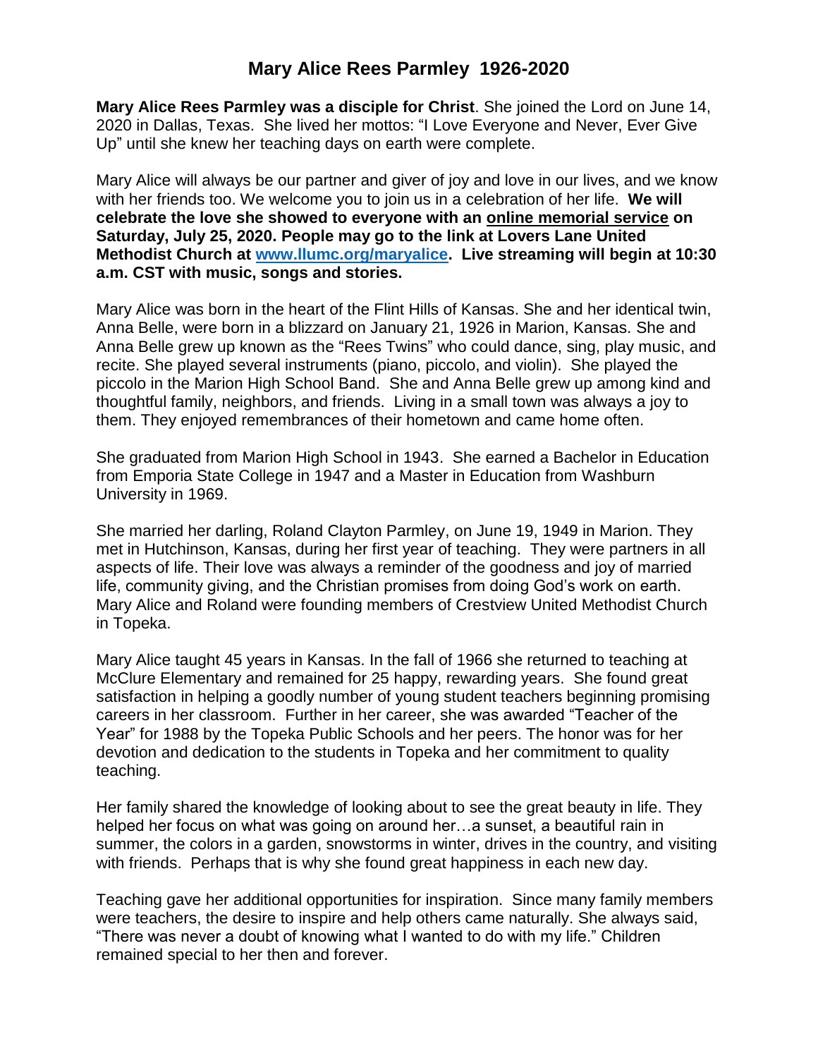# Mary Alice Rees Parmley 1926-2020

**Mary Alice Rees Parmley was a disciple for Christ**. She joined the Lord on June 14, 2020 in Dallas, Texas. She lived her mottos: "I Love Everyone and Never, Ever Give Up" until she knew her teaching days on earth were complete.

Mary Alice will always be our partner and giver of joy and love in our lives, and we know with her friends too. We welcome you to join us in a celebration of her life. **We will celebrate the love she showed to everyone with an <u>online memorial service</u> on Saturday, July 25, 2020. People may go to the link at Lovers Lane United Methodist Church at [www.llumc.org/maryalice](www.llumc.org/maryalice). Live streaming will begin at 10:30 a.m. CST with music, songs and stories.**

Mary Alice was born in the heart of the Flint Hills of Kansas. She and her identical twin, Anna Belle, were born in a blizzard on January 21, 1926 in Marion, Kansas. She and Anna Belle grew up known as the "Rees Twins" who could dance, sing, play music, and recite. She played several instruments (piano, piccolo, and violin). She played the piccolo in the Marion High School Band. She and Anna Belle grew up among kind and thoughtful family, neighbors, and friends. Living in a small town was always a joy to them. They enjoyed remembrances of their hometown and came home often.

She graduated from Marion High School in 1943. She earned a Bachelor in Education from Emporia State College in 1947 and a Master in Education from Washburn University in 1969.

She married her darling, Roland Clayton Parmley, on June 19, 1949 in Marion. They met in Hutchinson, Kansas, during her first year of teaching. They were partners in all aspects of life. Their love was always a reminder of the goodness and joy of married life, community giving, and the Christian promises from doing God's work on earth. Mary Alice and Roland were founding members of Crestview United Methodist Church in Topeka.

Mary Alice taught 45 years in Kansas. In the fall of 1966 she returned to teaching at McClure Elementary and remained for 25 happy, rewarding years. She found great satisfaction in helping a goodly number of young student teachers beginning promising careers in her classroom. Further in her career, she was awarded "Teacher of the Year" for 1988 by the Topeka Public Schools and her peers. The honor was for her devotion and dedication to the students in Topeka and her commitment to quality teaching.

Her family shared the knowledge of looking about to see the great beauty in life. They helped her focus on what was going on around her…a sunset, a beautiful rain in summer, the colors in a garden, snowstorms in winter, drives in the country, and visiting with friends. Perhaps that is why she found great happiness in each new day.

Teaching gave her additional opportunities for inspiration. Since many family members were teachers, the desire to inspire and help others came naturally. She always said, "There was never a doubt of knowing what I wanted to do with my life." Children remained special to her then and forever.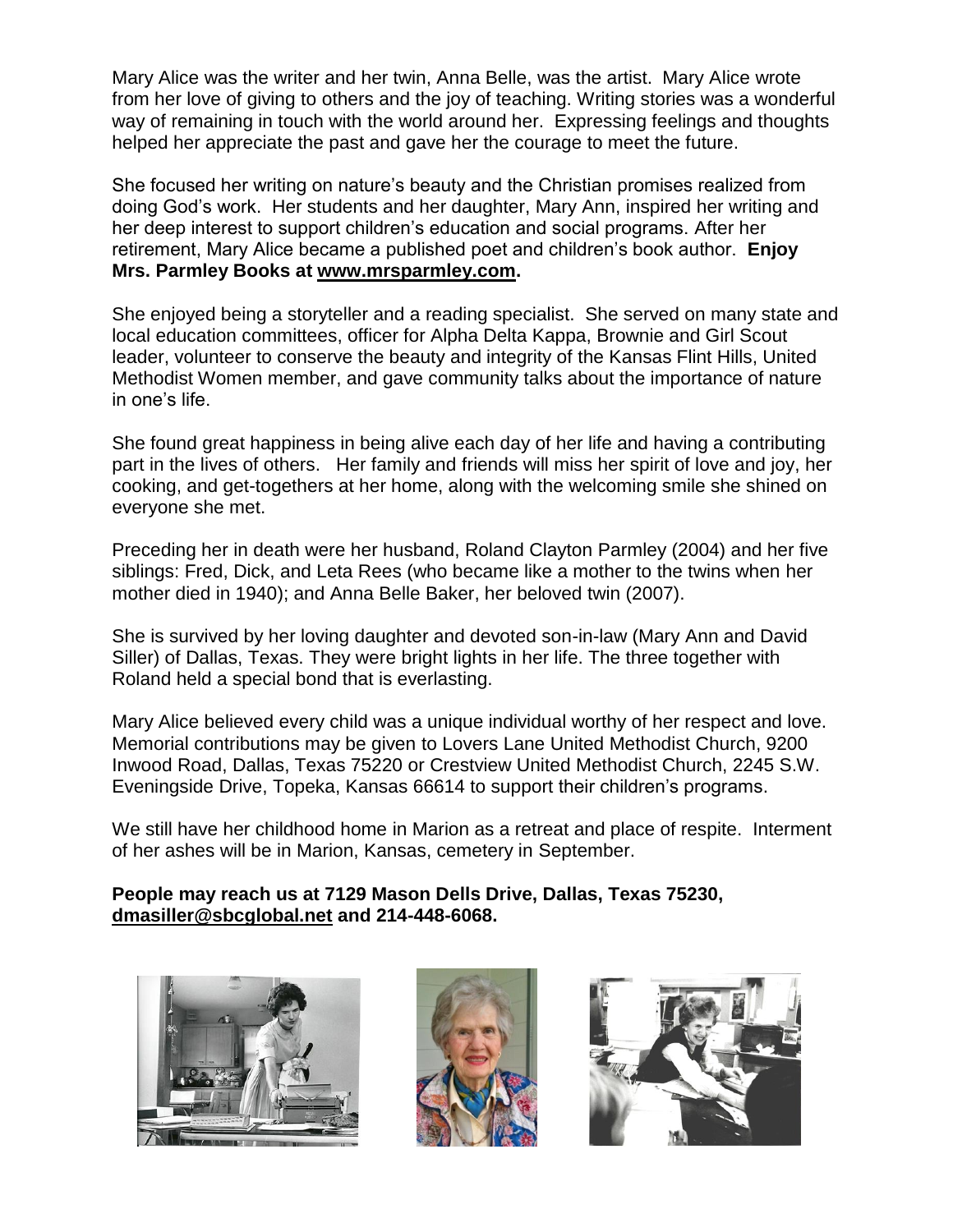Mary Alice was the writer and her twin, Anna Belle, was the artist. Mary Alice wrote from her love of giving to others and the joy of teaching. Writing stories was a wonderful way of remaining in touch with the world around her. Expressing feelings and thoughts helped her appreciate the past and gave her the courage to meet the future.

She focused her writing on nature's beauty and the Christian promises realized from doing God's work. Her students and her daughter, Mary Ann, inspired her writing and her deep interest to support children's education and social programs. After her retirement, Mary Alice became a published poet and children's book author. **Enjoy Mrs. Parmley Books at www.mrsparmley.com.**

She enjoyed being a storyteller and a reading specialist. She served on many state and local education committees, officer for Alpha Delta Kappa, Brownie and Girl Scout leader, volunteer to conserve the beauty and integrity of the Kansas Flint Hills, United Methodist Women member, and gave community talks about the importance of nature in one's life.

She found great happiness in being alive each day of her life and having a contributing part in the lives of others. Her family and friends will miss her spirit of love and joy, her cooking, and get-togethers at her home, along with the welcoming smile she shined on everyone she met.

Preceding her in death were her husband, Roland Clayton Parmley (2004) and her five siblings: Fred, Dick, and Leta Rees (who became like a mother to the twins when her mother died in 1940); and Anna Belle Baker, her beloved twin (2007).

She is survived by her loving daughter and devoted son-in-law (Mary Ann and David Siller) of Dallas, Texas. They were bright lights in her life. The three together with Roland held a special bond that is everlasting.

Mary Alice believed every child was a unique individual worthy of her respect and love. Memorial contributions may be given to Lovers Lane United Methodist Church, 9200 Inwood Road, Dallas, Texas 75220 or Crestview United Methodist Church, 2245 S.W. Eveningside Drive, Topeka, Kansas 66614 to support their children's programs.

We still have her childhood home in Marion as a retreat and place of respite. Interment of her ashes will be in Marion, Kansas, cemetery in September.

**People may reach us at 7129 Mason Dells Drive, Dallas, Texas 75230, dmasiller@sbcglobal.net and 214-448-6068.**